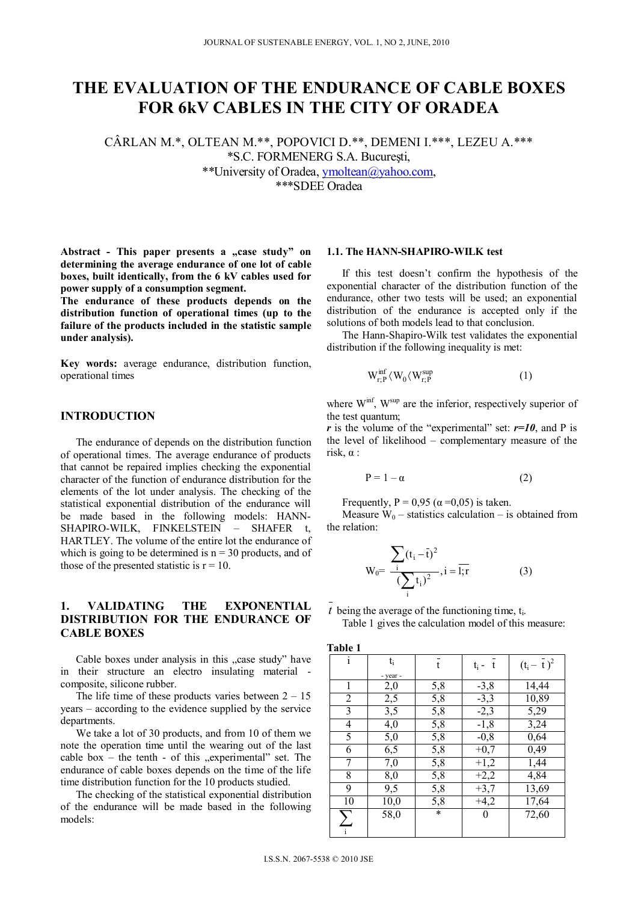# THE EVALUATION OF THE ENDURANCE OF CABLE BOXES FOR 6kV CABLES IN THE CITY OF ORADEA

CÂRLAN M.*, OLTEAN M.**, POPOVICI D.**, DEMENI I.***, LEZEU A.***
*S.C. FORMENERG S.A. Bucureşti,
**University of Oradea, ymoltean@yahoo.com,
***SDEE Oradea

**Abstract - This paper presents a „case study" on determining the average endurance of one lot of cable boxes, built identically, from the 6 kV cables used for power supply of a consumption segment.**
**The endurance of these products depends on the distribution function of operational times (up to the failure of the products included in the statistic sample under analysis).**

**Key words:** average endurance, distribution function, operational times

## INTRODUCTION

The endurance of depends on the distribution function of operational times. The average endurance of products that cannot be repaired implies checking the exponential character of the function of endurance distribution for the elements of the lot under analysis. The checking of the statistical exponential distribution of the endurance will be made based in the following models: HANN-SHAPIRO-WILK, FINKELSTEIN – SHAFER t, HARTLEY. The volume of the entire lot the endurance of which is going to be determined is n = 30 products, and of those of the presented statistic is r = 10.

## 1. VALIDATING THE EXPONENTIAL DISTRIBUTION FOR THE ENDURANCE OF CABLE BOXES

Cable boxes under analysis in this „case study" have in their structure an electro insulating material - composite, silicone rubber.

The life time of these products varies between 2 – 15 years – according to the evidence supplied by the service departments.

We take a lot of 30 products, and from 10 of them we note the operation time until the wearing out of the last cable box – the tenth - of this „experimental" set. The endurance of cable boxes depends on the time of the life time distribution function for the 10 products studied.

The checking of the statistical exponential distribution of the endurance will be made based in the following models:

### 1.1. The HANN-SHAPIRO-WILK test

If this test doesn't confirm the hypothesis of the exponential character of the distribution function of the endurance, other two tests will be used; an exponential distribution of the endurance is accepted only if the solutions of both models lead to that conclusion.

The Hann-Shapiro-Wilk test validates the exponential distribution if the following inequality is met:

$$W_{r;P}^{\inf} \langle W_0 \langle W_{r;P}^{\sup} \tag{1}$$

where $W^{\inf}$, $W^{\sup}$ are the inferior, respectively superior of the test quantum;

***r*** is the volume of the "experimental" set: ***r=10***, and P is the level of likelihood – complementary measure of the risk, α :

$$P = 1 - \alpha \tag{2}$$

Frequently, P = 0,95 (α =0,05) is taken.

Measure $W_0$ – statistics calculation – is obtained from the relation:

$$W_0 = \frac{\sum_i (t_i - \bar{t})^2}{(\sum_i t_i)^2}, i = \overline{1;r} \tag{3}$$

$\bar{t}$ being the average of the functioning time, $t_i$.

Table 1 gives the calculation model of this measure:

**Table 1**

| i | $t_i$ - year - | $\bar{t}$ | $t_i - \bar{t}$ | $(t_i - \bar{t})^2$ |
|---|---|---|---|---|
| 1 | 2,0 | 5,8 | -3,8 | 14,44 |
| 2 | 2,5 | 5,8 | -3,3 | 10,89 |
| 3 | 3,5 | 5,8 | -2,3 | 5,29 |
| 4 | 4,0 | 5,8 | -1,8 | 3,24 |
| 5 | 5,0 | 5,8 | -0,8 | 0,64 |
| 6 | 6,5 | 5,8 | +0,7 | 0,49 |
| 7 | 7,0 | 5,8 | +1,2 | 1,44 |
| 8 | 8,0 | 5,8 | +2,2 | 4,84 |
| 9 | 9,5 | 5,8 | +3,7 | 13,69 |
| 10 | 10,0 | 5,8 | +4,2 | 17,64 |
| $\sum_i$ | 58,0 | * | 0 | 72,60 |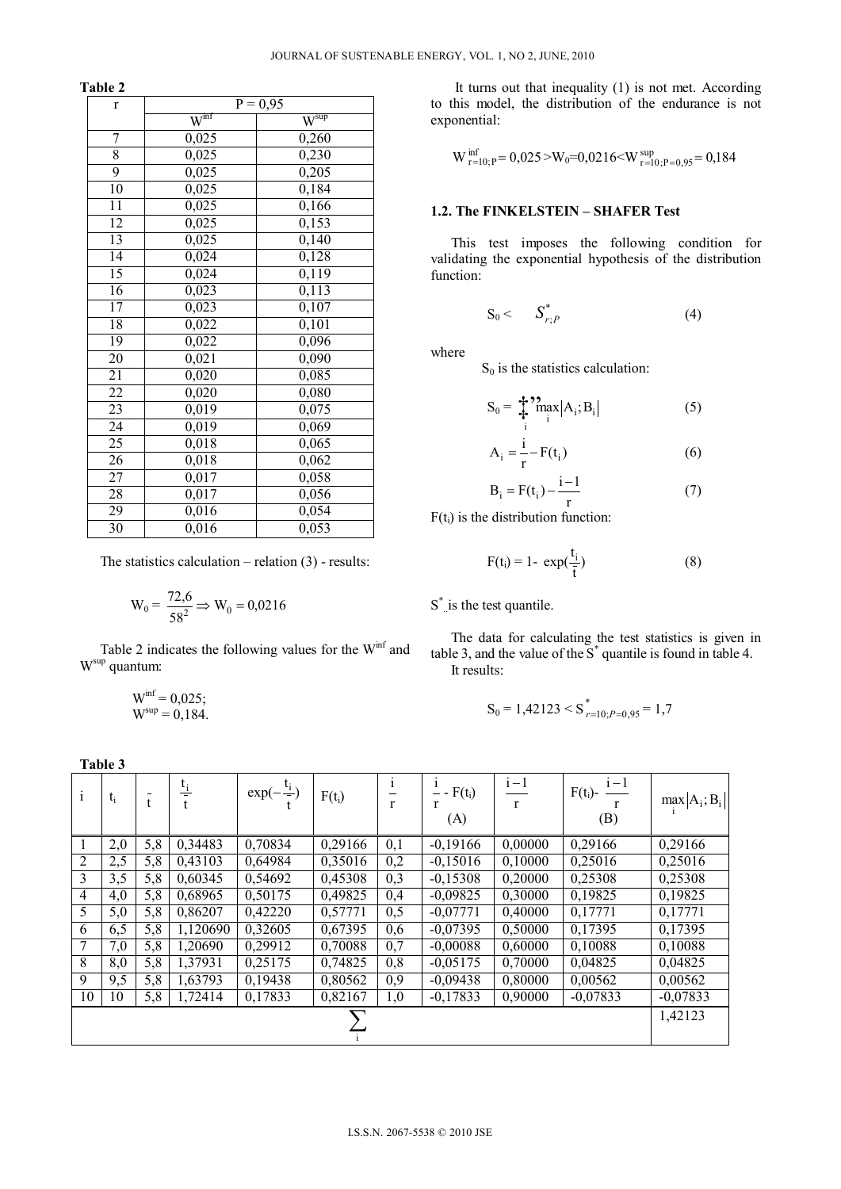**Table 2**

| r | P = 0,95 | |
|---|---|---|
| | $W^{inf}$ | $W^{sup}$ |
| 7 | 0,025 | 0,260 |
| 8 | 0,025 | 0,230 |
| 9 | 0,025 | 0,205 |
| 10 | 0,025 | 0,184 |
| 11 | 0,025 | 0,166 |
| 12 | 0,025 | 0,153 |
| 13 | 0,025 | 0,140 |
| 14 | 0,024 | 0,128 |
| 15 | 0,024 | 0,119 |
| 16 | 0,023 | 0,113 |
| 17 | 0,023 | 0,107 |
| 18 | 0,022 | 0,101 |
| 19 | 0,022 | 0,096 |
| 20 | 0,021 | 0,090 |
| 21 | 0,020 | 0,085 |
| 22 | 0,020 | 0,080 |
| 23 | 0,019 | 0,075 |
| 24 | 0,019 | 0,069 |
| 25 | 0,018 | 0,065 |
| 26 | 0,018 | 0,062 |
| 27 | 0,017 | 0,058 |
| 28 | 0,017 | 0,056 |
| 29 | 0,016 | 0,054 |
| 30 | 0,016 | 0,053 |

The statistics calculation – relation (3) - results:

$$W_0 = \frac{72{,}6}{58^2} \Rightarrow W_0 = 0{,}0216$$

Table 2 indicates the following values for the $W^{inf}$ and $W^{sup}$ quantum:

$W^{inf} = 0{,}025$;
$W^{sup} = 0{,}184$.

It turns out that inequality (1) is not met. According to this model, the distribution of the endurance is not exponential:

$$W^{inf}_{r=10;P} = 0{,}025 > W_0 = 0{,}0216 < W^{sup}_{r=10;P=0{,}95} = 0{,}184$$

### 1.2. The FINKELSTEIN – SHAFER Test

This test imposes the following condition for validating the exponential hypothesis of the distribution function:

$$S_0 < \quad S^*_{r;P} \tag{4}$$

where

$S_0$ is the statistics calculation:

$$S_0 = \sum_i \max_i |A_i; B_i| \tag{5}$$

$$A_i = \frac{i}{r} - F(t_i) \tag{6}$$

$$B_i = F(t_i) - \frac{i-1}{r} \tag{7}$$

$F(t_i)$ is the distribution function:

$$F(t_i) = 1 - \exp(\frac{t_i}{\bar{t}}) \tag{8}$$

$S^*$ is the test quantile.

The data for calculating the test statistics is given in table 3, and the value of the $S^*$ quantile is found in table 4.

It results:

$$S_0 = 1{,}42123 < S^*_{r=10;P=0{,}95} = 1{,}7$$

**Table 3**

| i | $t_i$ | $\bar{t}$ | $\frac{t_i}{\bar{t}}$ | $\exp(-\frac{t_i}{\bar{t}})$ | $F(t_i)$ | $\frac{i}{r}$ | $\frac{i}{r} - F(t_i)$ (A) | $\frac{i-1}{r}$ | $F(t_i) - \frac{i-1}{r}$ (B) | $\max_i \|A_i; B_i\|$ |
|---|---|---|---|---|---|---|---|---|---|---|
| 1 | 2,0 | 5,8 | 0,34483 | 0,70834 | 0,29166 | 0,1 | -0,19166 | 0,00000 | 0,29166 | 0,29166 |
| 2 | 2,5 | 5,8 | 0,43103 | 0,64984 | 0,35016 | 0,2 | -0,15016 | 0,10000 | 0,25016 | 0,25016 |
| 3 | 3,5 | 5,8 | 0,60345 | 0,54692 | 0,45308 | 0,3 | -0,15308 | 0,20000 | 0,25308 | 0,25308 |
| 4 | 4,0 | 5,8 | 0,68965 | 0,50175 | 0,49825 | 0,4 | -0,09825 | 0,30000 | 0,19825 | 0,19825 |
| 5 | 5,0 | 5,8 | 0,86207 | 0,42220 | 0,57771 | 0,5 | -0,07771 | 0,40000 | 0,17771 | 0,17771 |
| 6 | 6,5 | 5,8 | 1,120690 | 0,32605 | 0,67395 | 0,6 | -0,07395 | 0,50000 | 0,17395 | 0,17395 |
| 7 | 7,0 | 5,8 | 1,20690 | 0,29912 | 0,70088 | 0,7 | -0,00088 | 0,60000 | 0,10088 | 0,10088 |
| 8 | 8,0 | 5,8 | 1,37931 | 0,25175 | 0,74825 | 0,8 | -0,05175 | 0,70000 | 0,04825 | 0,04825 |
| 9 | 9,5 | 5,8 | 1,63793 | 0,19438 | 0,80562 | 0,9 | -0,09438 | 0,80000 | 0,00562 | 0,00562 |
| 10 | 10 | 5,8 | 1,72414 | 0,17833 | 0,82167 | 1,0 | -0,17833 | 0,90000 | -0,07833 | -0,07833 |
| $\sum_i$ | | | | | | | | | | 1,42123 |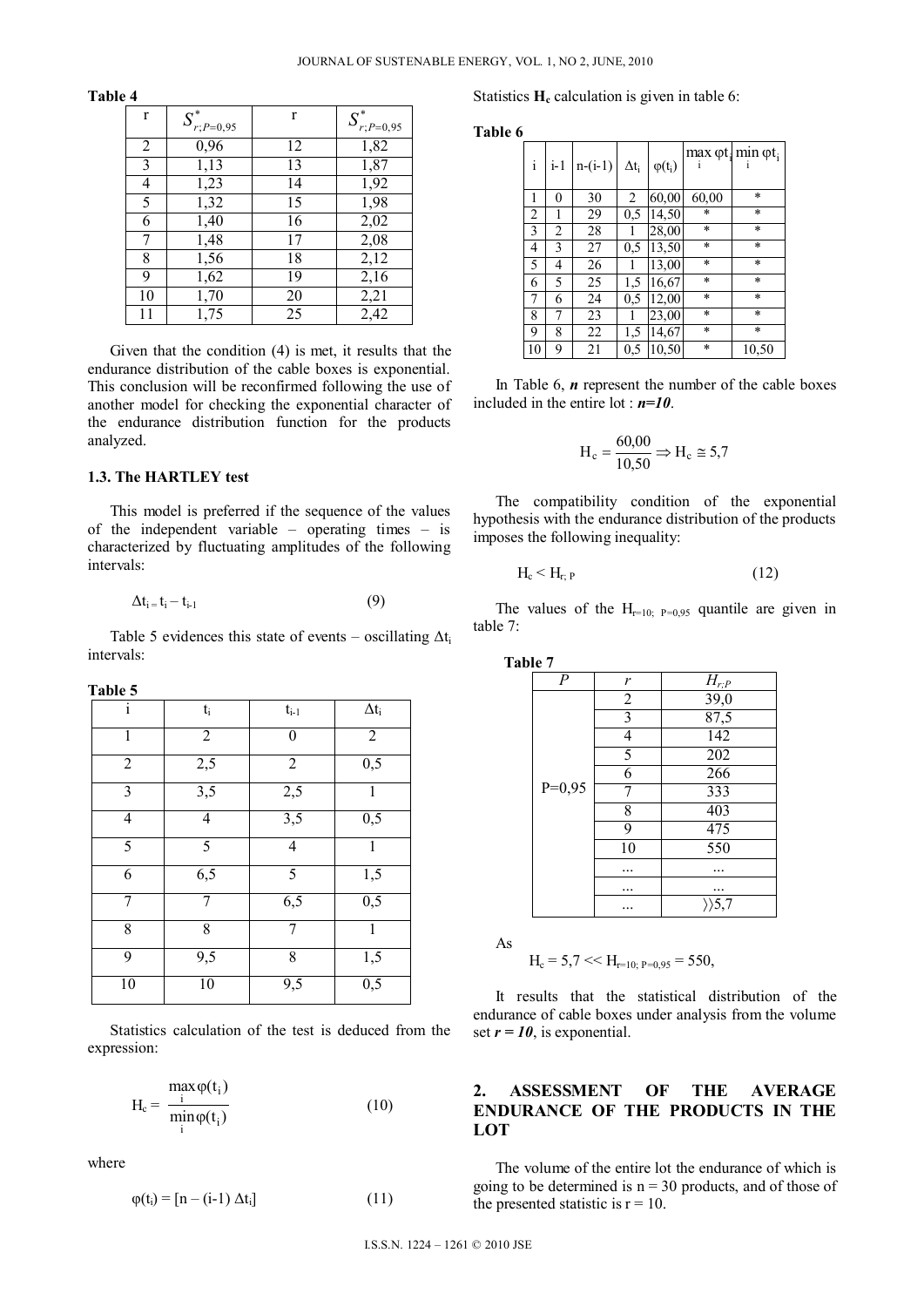**Table 4**

| r | $S^*_{r;P=0,95}$ | r | $S^*_{r;P=0,95}$ |
|---|---|---|---|
| 2 | 0,96 | 12 | 1,82 |
| 3 | 1,13 | 13 | 1,87 |
| 4 | 1,23 | 14 | 1,92 |
| 5 | 1,32 | 15 | 1,98 |
| 6 | 1,40 | 16 | 2,02 |
| 7 | 1,48 | 17 | 2,08 |
| 8 | 1,56 | 18 | 2,12 |
| 9 | 1,62 | 19 | 2,16 |
| 10 | 1,70 | 20 | 2,21 |
| 11 | 1,75 | 25 | 2,42 |

Given that the condition (4) is met, it results that the endurance distribution of the cable boxes is exponential. This conclusion will be reconfirmed following the use of another model for checking the exponential character of the endurance distribution function for the products analyzed.

### 1.3. The HARTLEY test

This model is preferred if the sequence of the values of the independent variable – operating times – is characterized by fluctuating amplitudes of the following intervals:

$$\Delta t_i = t_i - t_{i-1} \qquad (9)$$

Table 5 evidences this state of events – oscillating $\Delta t_i$ intervals:

**Table 5**

| i | $t_i$ | $t_{i-1}$ | $\Delta t_i$ |
|---|---|---|---|
| 1 | 2 | 0 | 2 |
| 2 | 2,5 | 2 | 0,5 |
| 3 | 3,5 | 2,5 | 1 |
| 4 | 4 | 3,5 | 0,5 |
| 5 | 5 | 4 | 1 |
| 6 | 6,5 | 5 | 1,5 |
| 7 | 7 | 6,5 | 0,5 |
| 8 | 8 | 7 | 1 |
| 9 | 9,5 | 8 | 1,5 |
| 10 | 10 | 9,5 | 0,5 |

Statistics calculation of the test is deduced from the expression:

$$H_c = \frac{\max\limits_i \varphi(t_i)}{\min\limits_i \varphi(t_i)} \qquad (10)$$

where

$$\varphi(t_i) = [n - (i-1)\, \Delta t_i] \qquad (11)$$

Statistics $\mathbf{H_c}$ calculation is given in table 6:

**Table 6**

| i | i-1 | n-(i-1) | $\Delta t_i$ | $\varphi(t_i)$ | $\max\limits_i \varphi t_i$ | $\min\limits_i \varphi t_i$ |
|---|---|---|---|---|---|---|
| 1 | 0 | 30 | 2 | 60,00 | 60,00 | * |
| 2 | 1 | 29 | 0,5 | 14,50 | * | * |
| 3 | 2 | 28 | 1 | 28,00 | * | * |
| 4 | 3 | 27 | 0,5 | 13,50 | * | * |
| 5 | 4 | 26 | 1 | 13,00 | * | * |
| 6 | 5 | 25 | 1,5 | 16,67 | * | * |
| 7 | 6 | 24 | 0,5 | 12,00 | * | * |
| 8 | 7 | 23 | 1 | 23,00 | * | * |
| 9 | 8 | 22 | 1,5 | 14,67 | * | * |
| 10 | 9 | 21 | 0,5 | 10,50 | * | 10,50 |

In Table 6, ***n*** represent the number of the cable boxes included in the entire lot : ***n=10***.

$$H_c = \frac{60,00}{10,50} \Rightarrow H_c \cong 5,7$$

The compatibility condition of the exponential hypothesis with the endurance distribution of the products imposes the following inequality:

$$H_c < H_{r;\,P} \qquad (12)$$

The values of the $H_{r=10;\ P=0,95}$ quantile are given in table 7:

**Table 7**

| $P$ | $r$ | $H_{r;P}$ |
|---|---|---|
| P=0,95 | 2 | 39,0 |
| | 3 | 87,5 |
| | 4 | 142 |
| | 5 | 202 |
| | 6 | 266 |
| | 7 | 333 |
| | 8 | 403 |
| | 9 | 475 |
| | 10 | 550 |
| | ... | ... |
| | ... | ... |
| | ... | $\rangle\rangle 5,7$ |

As

$$H_c = 5,7 << H_{r=10;\ P=0,95} = 550,$$

It results that the statistical distribution of the endurance of cable boxes under analysis from the volume set ***r = 10***, is exponential.

## 2. ASSESSMENT OF THE AVERAGE ENDURANCE OF THE PRODUCTS IN THE LOT

The volume of the entire lot the endurance of which is going to be determined is n = 30 products, and of those of the presented statistic is r = 10.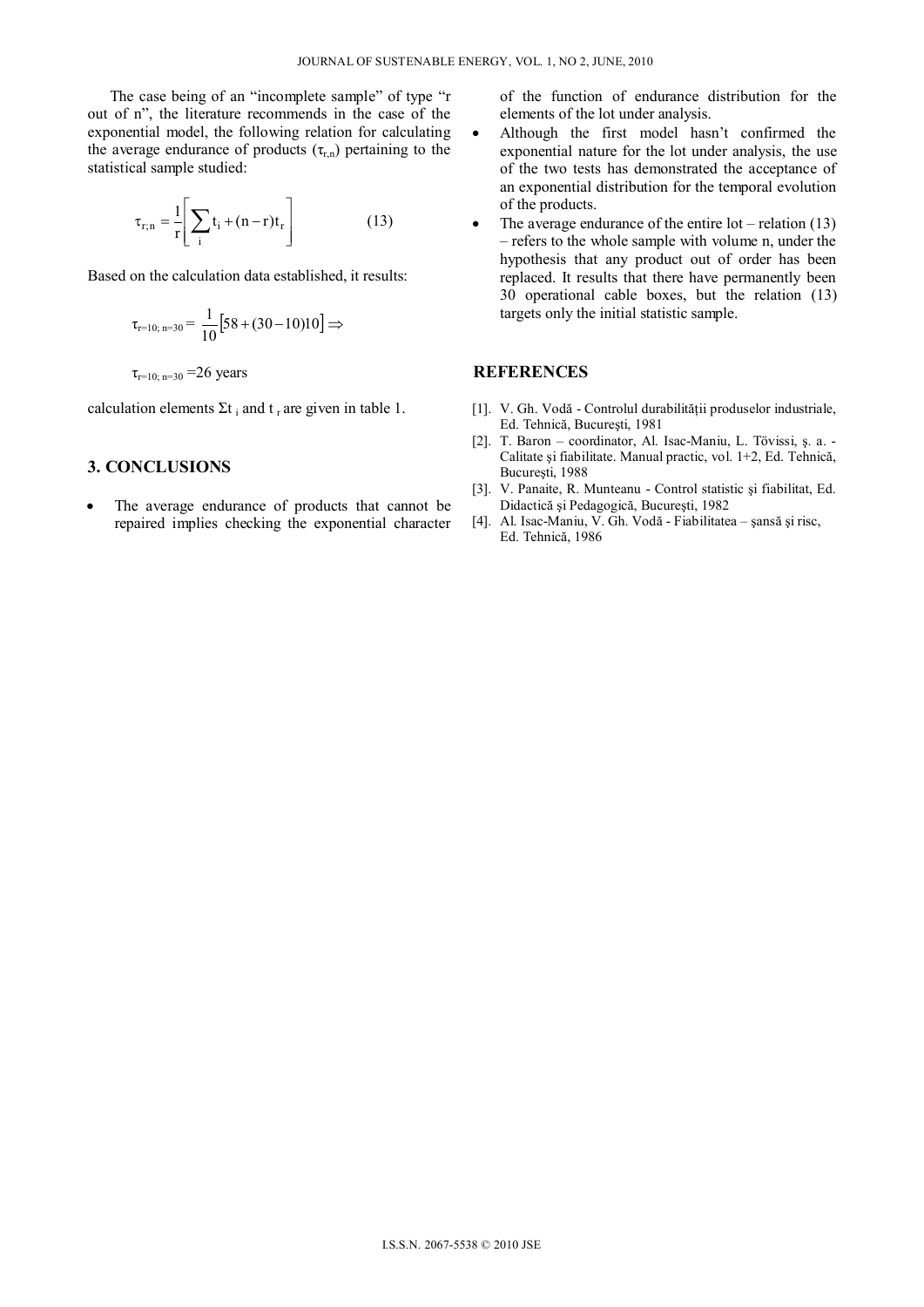The case being of an "incomplete sample" of type "r out of n", the literature recommends in the case of the exponential model, the following relation for calculating the average endurance of products ($\tau_{r,n}$) pertaining to the statistical sample studied:

$$\tau_{r;n} = \frac{1}{r}\left[\sum_{i} t_i + (n-r)t_r\right] \qquad (13)$$

Based on the calculation data established, it results:

$$\tau_{r=10;\, n=30} = \frac{1}{10}\left[58 + (30-10)10\right] \Rightarrow$$

$$\tau_{r=10;\, n=30} = 26 \text{ years}$$

calculation elements $\Sigma t_i$ and $t_r$ are given in table 1.

## 3. CONCLUSIONS

- The average endurance of products that cannot be repaired implies checking the exponential character of the function of endurance distribution for the elements of the lot under analysis.
- Although the first model hasn't confirmed the exponential nature for the lot under analysis, the use of the two tests has demonstrated the acceptance of an exponential distribution for the temporal evolution of the products.
- The average endurance of the entire lot – relation (13) – refers to the whole sample with volume n, under the hypothesis that any product out of order has been replaced. It results that there have permanently been 30 operational cable boxes, but the relation (13) targets only the initial statistic sample.

## REFERENCES

[1]. V. Gh. Vodă - Controlul durabilității produselor industriale, Ed. Tehnică, Bucureşti, 1981

[2]. T. Baron – coordinator, Al. Isac-Maniu, L. Tövissi, ş. a. - Calitate şi fiabilitate. Manual practic, vol. 1+2, Ed. Tehnică, Bucureşti, 1988

[3]. V. Panaite, R. Munteanu - Control statistic şi fiabilitat, Ed. Didactică şi Pedagogică, Bucureşti, 1982

[4]. Al. Isac-Maniu, V. Gh. Vodă - Fiabilitatea – şansă şi risc, Ed. Tehnică, 1986